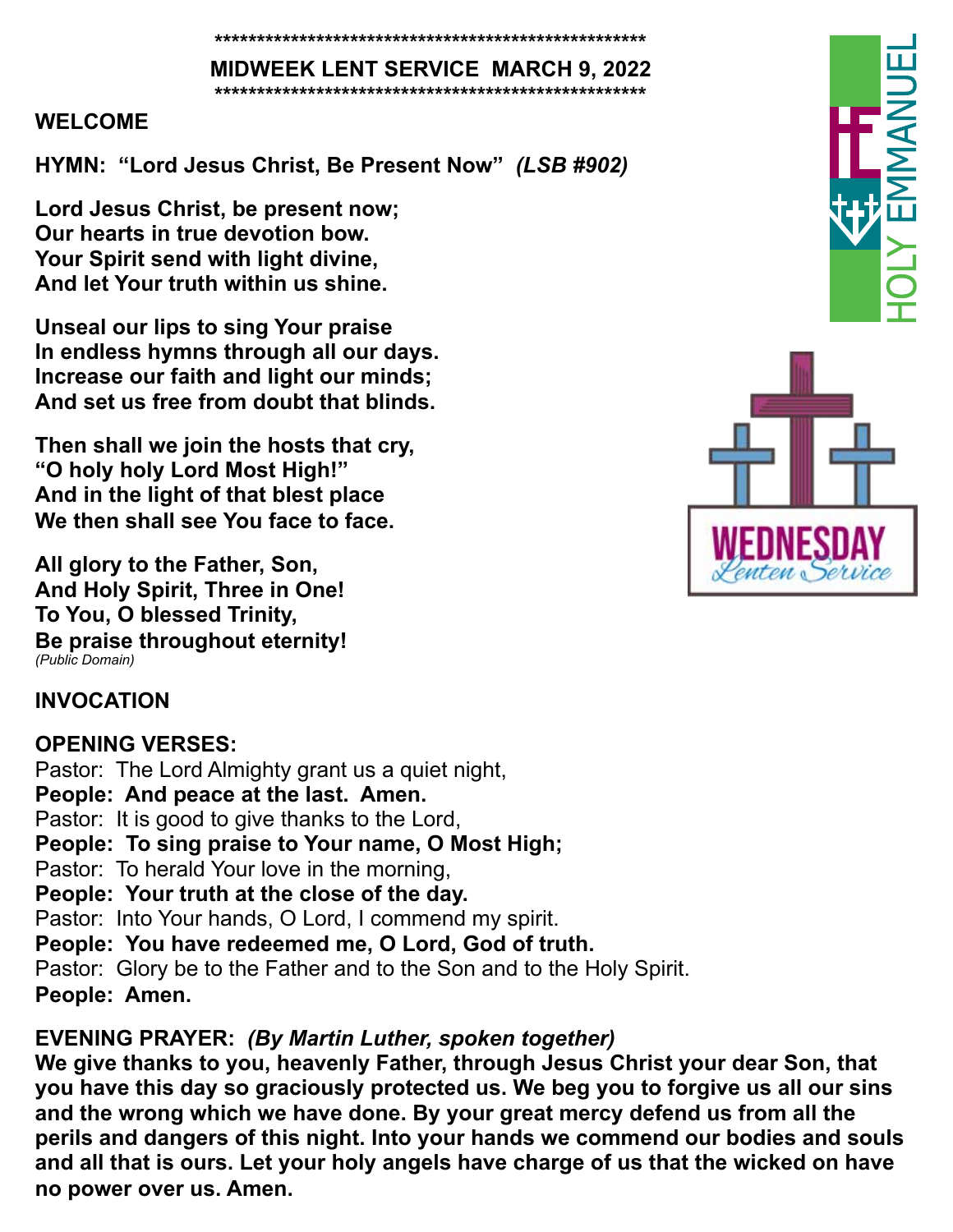****************************************************

# MIDWEEK LENT SERVICE MARCH 9, 2022

****************************************************

**WELCOME**

**HYMN: "Lord Jesus Christ, Be Present Now"** ***(LSB #902)***

**Lord Jesus Christ, be present now;**
**Our hearts in true devotion bow.**
**Your Spirit send with light divine,**
**And let Your truth within us shine.**

**Unseal our lips to sing Your praise**
**In endless hymns through all our days.**
**Increase our faith and light our minds;**
**And set us free from doubt that blinds.**

**Then shall we join the hosts that cry,**
**"O holy holy Lord Most High!"**
**And in the light of that blest place**
**We then shall see You face to face.**

**All glory to the Father, Son,**
**And Holy Spirit, Three in One!**
**To You, O blessed Trinity,**
**Be praise throughout eternity!**
*(Public Domain)*

**INVOCATION**

**OPENING VERSES:**
Pastor: The Lord Almighty grant us a quiet night,
**People: And peace at the last. Amen.**
Pastor: It is good to give thanks to the Lord,
**People: To sing praise to Your name, O Most High;**
Pastor: To herald Your love in the morning,
**People: Your truth at the close of the day.**
Pastor: Into Your hands, O Lord, I commend my spirit.
**People: You have redeemed me, O Lord, God of truth.**
Pastor: Glory be to the Father and to the Son and to the Holy Spirit.
**People: Amen.**

**EVENING PRAYER:** ***(By Martin Luther, spoken together)***
**We give thanks to you, heavenly Father, through Jesus Christ your dear Son, that you have this day so graciously protected us. We beg you to forgive us all our sins and the wrong which we have done. By your great mercy defend us from all the perils and dangers of this night. Into your hands we commend our bodies and souls and all that is ours. Let your holy angels have charge of us that the wicked on have no power over us. Amen.**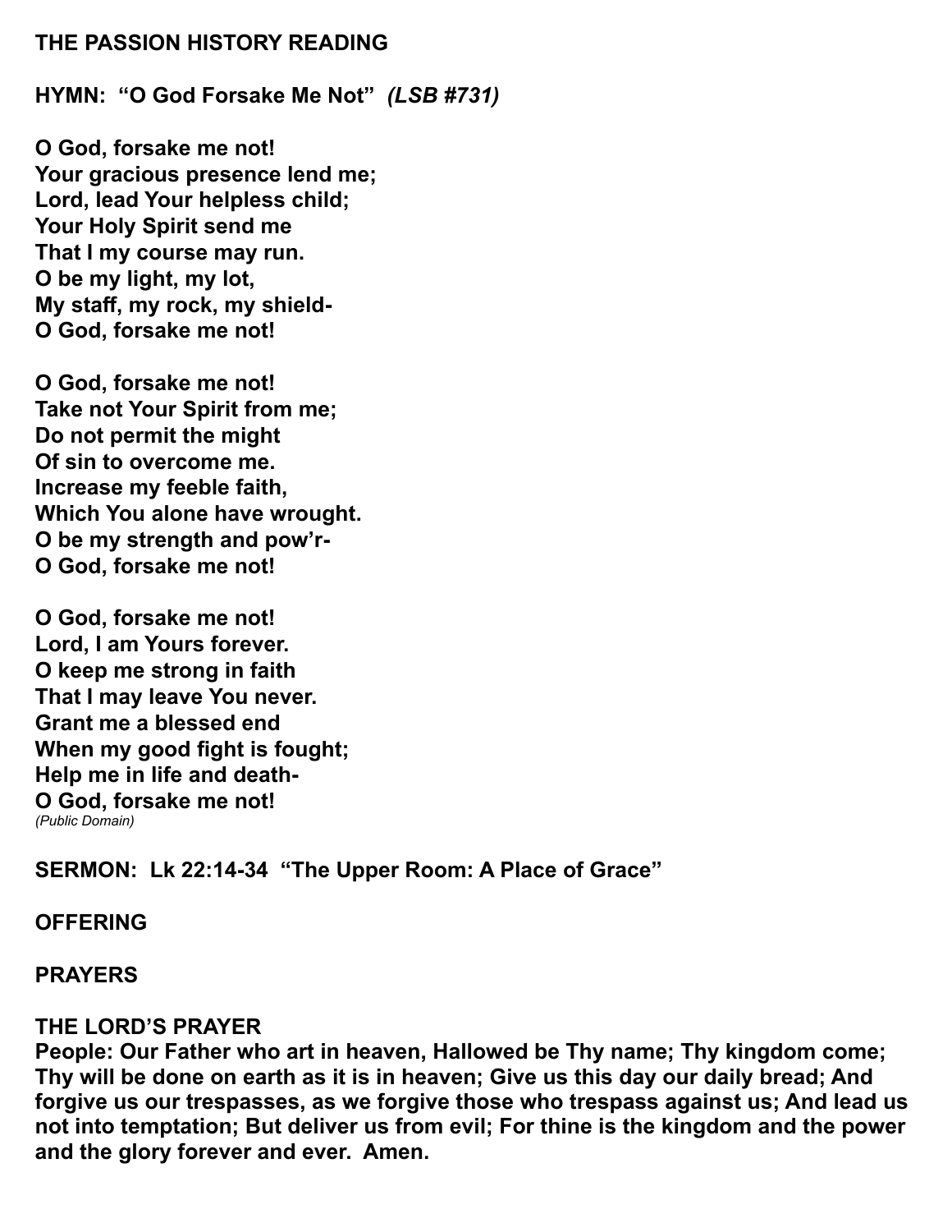**THE PASSION HISTORY READING**

**HYMN: "O God Forsake Me Not"** ***(LSB #731)***

**O God, forsake me not!**
**Your gracious presence lend me;**
**Lord, lead Your helpless child;**
**Your Holy Spirit send me**
**That I my course may run.**
**O be my light, my lot,**
**My staff, my rock, my shield-**
**O God, forsake me not!**

**O God, forsake me not!**
**Take not Your Spirit from me;**
**Do not permit the might**
**Of sin to overcome me.**
**Increase my feeble faith,**
**Which You alone have wrought.**
**O be my strength and pow'r-**
**O God, forsake me not!**

**O God, forsake me not!**
**Lord, I am Yours forever.**
**O keep me strong in faith**
**That I may leave You never.**
**Grant me a blessed end**
**When my good fight is fought;**
**Help me in life and death-**
**O God, forsake me not!**
*(Public Domain)*

**SERMON: Lk 22:14-34 "The Upper Room: A Place of Grace"**

**OFFERING**

**PRAYERS**

**THE LORD'S PRAYER**
**People: Our Father who art in heaven, Hallowed be Thy name; Thy kingdom come; Thy will be done on earth as it is in heaven; Give us this day our daily bread; And forgive us our trespasses, as we forgive those who trespass against us; And lead us not into temptation; But deliver us from evil; For thine is the kingdom and the power and the glory forever and ever. Amen.**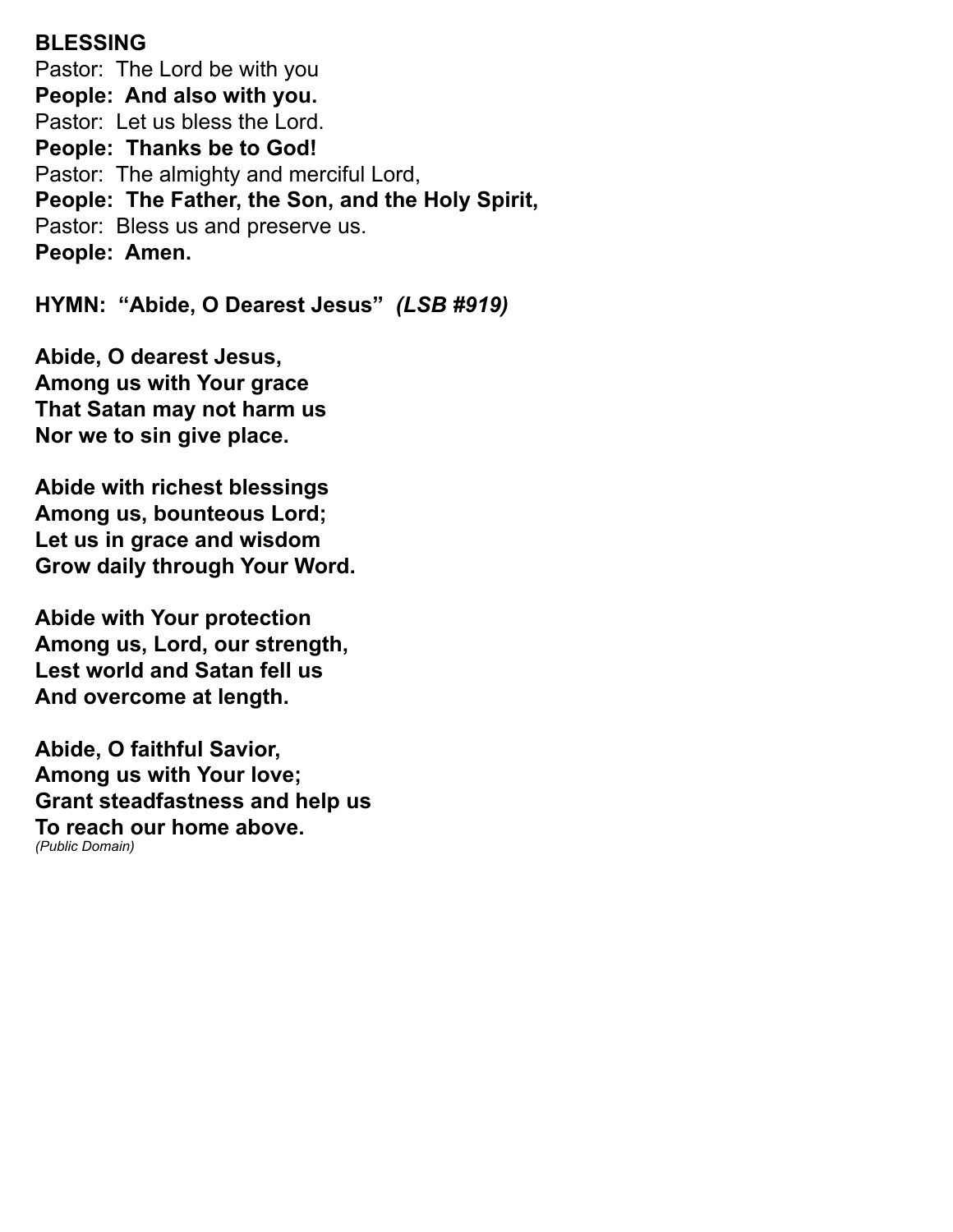**BLESSING**
Pastor: The Lord be with you
**People: And also with you.**
Pastor: Let us bless the Lord.
**People: Thanks be to God!**
Pastor: The almighty and merciful Lord,
**People: The Father, the Son, and the Holy Spirit,**
Pastor: Bless us and preserve us.
**People: Amen.**

**HYMN: "Abide, O Dearest Jesus"** ***(LSB #919)***

**Abide, O dearest Jesus,**
**Among us with Your grace**
**That Satan may not harm us**
**Nor we to sin give place.**

**Abide with richest blessings**
**Among us, bounteous Lord;**
**Let us in grace and wisdom**
**Grow daily through Your Word.**

**Abide with Your protection**
**Among us, Lord, our strength,**
**Lest world and Satan fell us**
**And overcome at length.**

**Abide, O faithful Savior,**
**Among us with Your love;**
**Grant steadfastness and help us**
**To reach our home above.**
*(Public Domain)*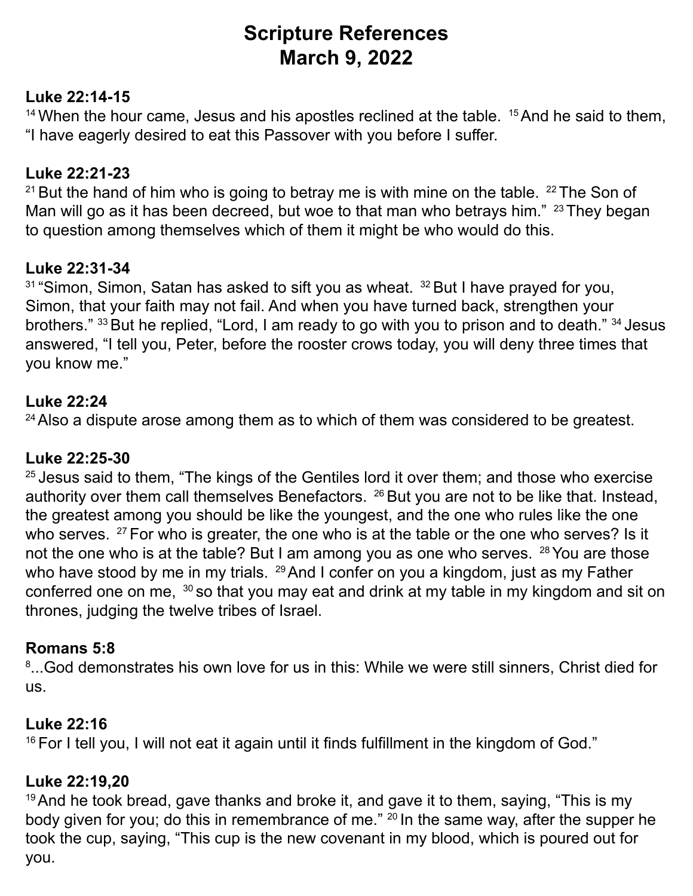# Scripture References
# March 9, 2022

**Luke 22:14-15**

[14] When the hour came, Jesus and his apostles reclined at the table. [15] And he said to them, "I have eagerly desired to eat this Passover with you before I suffer.

**Luke 22:21-23**

[21] But the hand of him who is going to betray me is with mine on the table. [22] The Son of Man will go as it has been decreed, but woe to that man who betrays him." [23] They began to question among themselves which of them it might be who would do this.

**Luke 22:31-34**

[31] "Simon, Simon, Satan has asked to sift you as wheat. [32] But I have prayed for you, Simon, that your faith may not fail. And when you have turned back, strengthen your brothers." [33] But he replied, "Lord, I am ready to go with you to prison and to death." [34] Jesus answered, "I tell you, Peter, before the rooster crows today, you will deny three times that you know me."

**Luke 22:24**

[24] Also a dispute arose among them as to which of them was considered to be greatest.

**Luke 22:25-30**

[25] Jesus said to them, "The kings of the Gentiles lord it over them; and those who exercise authority over them call themselves Benefactors. [26] But you are not to be like that. Instead, the greatest among you should be like the youngest, and the one who rules like the one who serves. [27] For who is greater, the one who is at the table or the one who serves? Is it not the one who is at the table? But I am among you as one who serves. [28] You are those who have stood by me in my trials. [29] And I confer on you a kingdom, just as my Father conferred one on me, [30] so that you may eat and drink at my table in my kingdom and sit on thrones, judging the twelve tribes of Israel.

**Romans 5:8**

[8]...God demonstrates his own love for us in this: While we were still sinners, Christ died for us.

**Luke 22:16**

[16] For I tell you, I will not eat it again until it finds fulfillment in the kingdom of God."

**Luke 22:19,20**

[19] And he took bread, gave thanks and broke it, and gave it to them, saying, "This is my body given for you; do this in remembrance of me." [20] In the same way, after the supper he took the cup, saying, "This cup is the new covenant in my blood, which is poured out for you.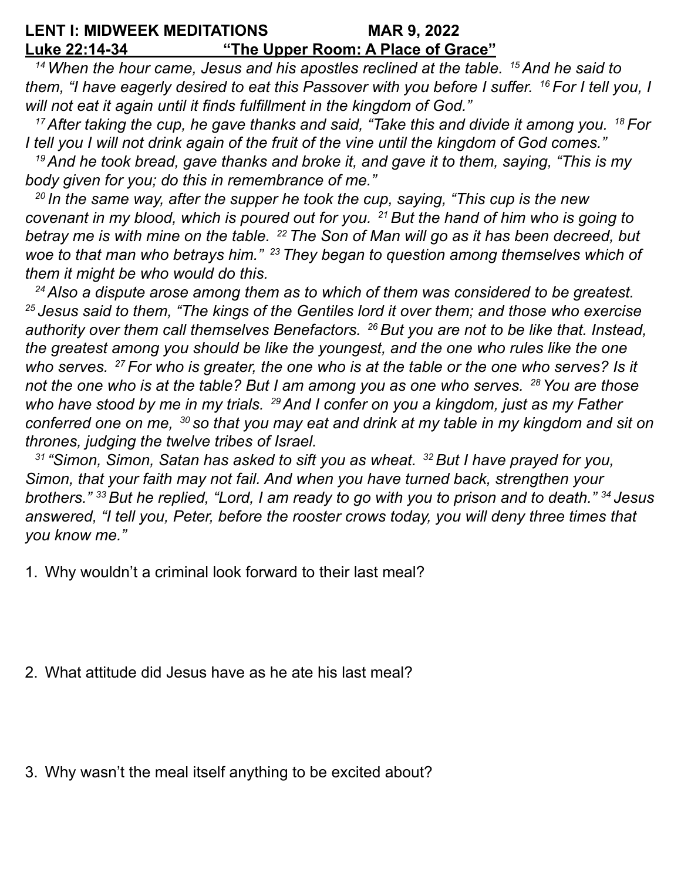**LENT I: MIDWEEK MEDITATIONS MAR 9, 2022**

**Luke 22:14-34 "The Upper Room: A Place of Grace"**

*[14] When the hour came, Jesus and his apostles reclined at the table. [15] And he said to them, "I have eagerly desired to eat this Passover with you before I suffer. [16] For I tell you, I will not eat it again until it finds fulfillment in the kingdom of God."*

*[17] After taking the cup, he gave thanks and said, "Take this and divide it among you. [18] For I tell you I will not drink again of the fruit of the vine until the kingdom of God comes."*

*[19] And he took bread, gave thanks and broke it, and gave it to them, saying, "This is my body given for you; do this in remembrance of me."*

*[20] In the same way, after the supper he took the cup, saying, "This cup is the new covenant in my blood, which is poured out for you. [21] But the hand of him who is going to betray me is with mine on the table. [22] The Son of Man will go as it has been decreed, but woe to that man who betrays him." [23] They began to question among themselves which of them it might be who would do this.*

*[24] Also a dispute arose among them as to which of them was considered to be greatest. [25] Jesus said to them, "The kings of the Gentiles lord it over them; and those who exercise authority over them call themselves Benefactors. [26] But you are not to be like that. Instead, the greatest among you should be like the youngest, and the one who rules like the one who serves. [27] For who is greater, the one who is at the table or the one who serves? Is it not the one who is at the table? But I am among you as one who serves. [28] You are those who have stood by me in my trials. [29] And I confer on you a kingdom, just as my Father conferred one on me, [30] so that you may eat and drink at my table in my kingdom and sit on thrones, judging the twelve tribes of Israel.*

*[31] "Simon, Simon, Satan has asked to sift you as wheat. [32] But I have prayed for you, Simon, that your faith may not fail. And when you have turned back, strengthen your brothers." [33] But he replied, "Lord, I am ready to go with you to prison and to death." [34] Jesus answered, "I tell you, Peter, before the rooster crows today, you will deny three times that you know me."*

1. Why wouldn't a criminal look forward to their last meal?

2. What attitude did Jesus have as he ate his last meal?

3. Why wasn't the meal itself anything to be excited about?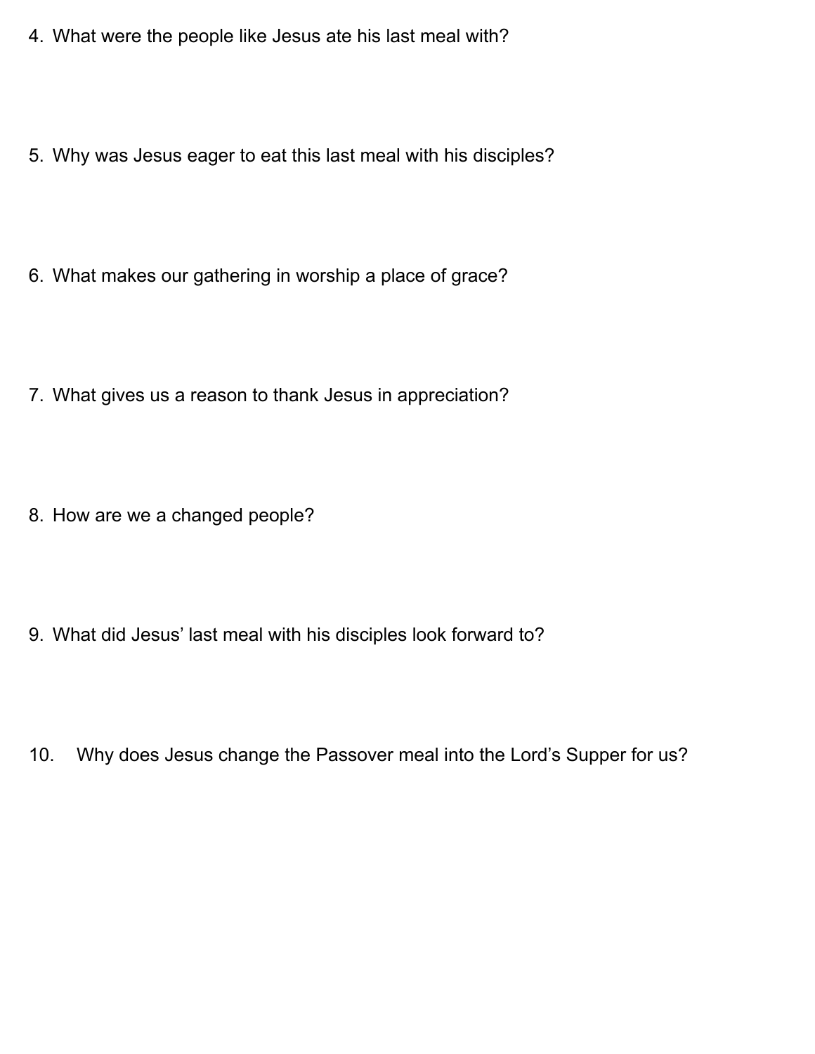4. What were the people like Jesus ate his last meal with?

5. Why was Jesus eager to eat this last meal with his disciples?

6. What makes our gathering in worship a place of grace?

7. What gives us a reason to thank Jesus in appreciation?

8. How are we a changed people?

9. What did Jesus' last meal with his disciples look forward to?

10. Why does Jesus change the Passover meal into the Lord's Supper for us?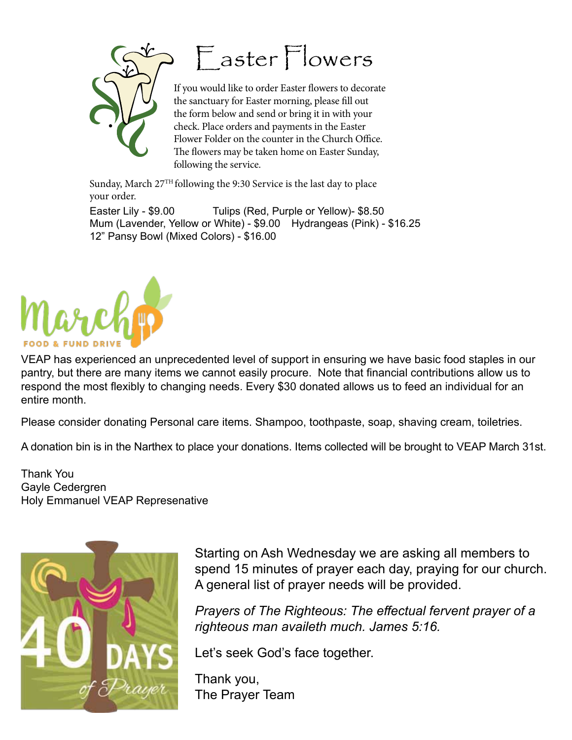# Easter Flowers

If you would like to order Easter flowers to decorate the sanctuary for Easter morning, please fill out the form below and send or bring it in with your check. Place orders and payments in the Easter Flower Folder on the counter in the Church Office. The flowers may be taken home on Easter Sunday, following the service.

Sunday, March 27TH following the 9:30 Service is the last day to place your order.

Easter Lily - $9.00 Tulips (Red, Purple or Yellow)- $8.50
Mum (Lavender, Yellow or White) - $9.00 Hydrangeas (Pink) - $16.25
12" Pansy Bowl (Mixed Colors) - $16.00

## March FOOD & FUND DRIVE

VEAP has experienced an unprecedented level of support in ensuring we have basic food staples in our pantry, but there are many items we cannot easily procure. Note that financial contributions allow us to respond the most flexibly to changing needs. Every $30 donated allows us to feed an individual for an entire month.

Please consider donating Personal care items. Shampoo, toothpaste, soap, shaving cream, toiletries.

A donation bin is in the Narthex to place your donations. Items collected will be brought to VEAP March 31st.

Thank You
Gayle Cedergren
Holy Emmanuel VEAP Represenative

## 40 DAYS of Prayer

Starting on Ash Wednesday we are asking all members to spend 15 minutes of prayer each day, praying for our church. A general list of prayer needs will be provided.

*Prayers of The Righteous: The effectual fervent prayer of a righteous man availeth much. James 5:16.*

Let's seek God's face together.

Thank you,
The Prayer Team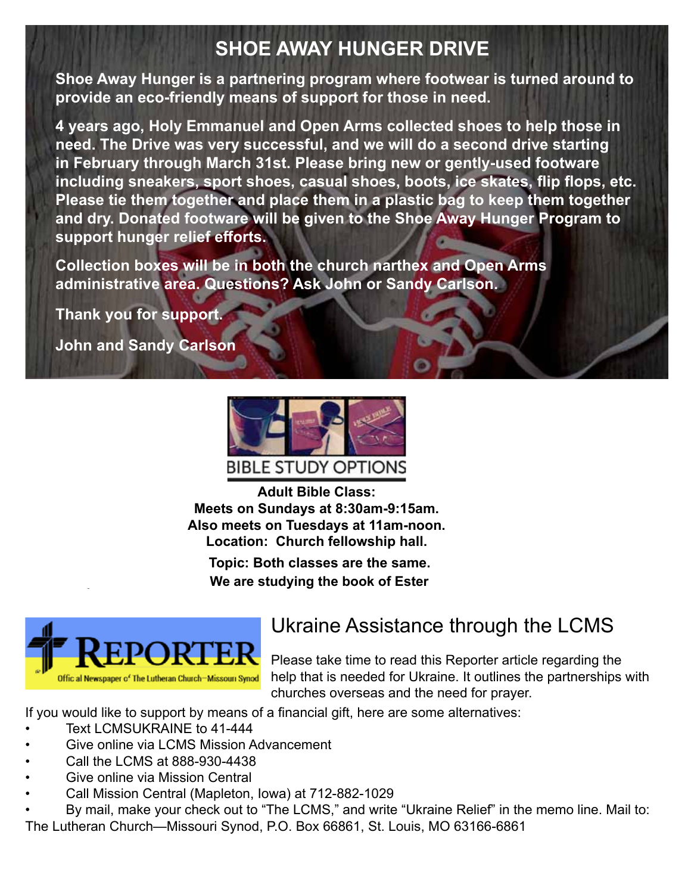## SHOE AWAY HUNGER DRIVE

**Shoe Away Hunger is a partnering program where footwear is turned around to provide an eco-friendly means of support for those in need.**

**4 years ago, Holy Emmanuel and Open Arms collected shoes to help those in need. The Drive was very successful, and we will do a second drive starting in February through March 31st. Please bring new or gently-used footware including sneakers, sport shoes, casual shoes, boots, ice skates, flip flops, etc. Please tie them together and place them in a plastic bag to keep them together and dry. Donated footware will be given to the Shoe Away Hunger Program to support hunger relief efforts.**

**Collection boxes will be in both the church narthex and Open Arms administrative area. Questions? Ask John or Sandy Carlson.**

**Thank you for support.**

**John and Sandy Carlson**

BIBLE STUDY OPTIONS

**Adult Bible Class:**
**Meets on Sundays at 8:30am-9:15am.**
**Also meets on Tuesdays at 11am-noon.**
**Location: Church fellowship hall.**

**Topic: Both classes are the same.**
**We are studying the book of Ester**

REPORTER
Official Newspaper of The Lutheran Church—Missouri Synod

## Ukraine Assistance through the LCMS

Please take time to read this Reporter article regarding the help that is needed for Ukraine. It outlines the partnerships with churches overseas and the need for prayer.

If you would like to support by means of a financial gift, here are some alternatives:

- Text LCMSUKRAINE to 41-444
- Give online via LCMS Mission Advancement
- Call the LCMS at 888-930-4438
- Give online via Mission Central
- Call Mission Central (Mapleton, Iowa) at 712-882-1029
- By mail, make your check out to "The LCMS," and write "Ukraine Relief" in the memo line. Mail to: The Lutheran Church—Missouri Synod, P.O. Box 66861, St. Louis, MO 63166-6861